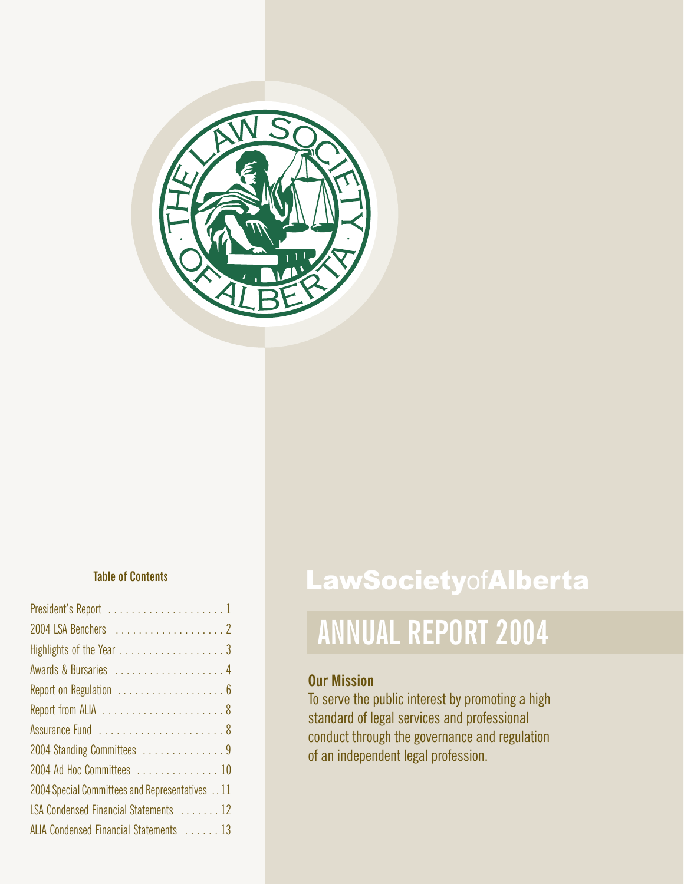# LawSocietyofAlberta

## ANNUAL REPORT 2004

### Our Mission

To serve the public interest by promoting a high standard of legal services and professional conduct through the governance and regulation of an independent legal profession.

### Table of Contents

| | |
|---|---|
| President's Report | 1 |
| 2004 LSA Benchers | 2 |
| Highlights of the Year | 3 |
| Awards & Bursaries | 4 |
| Report on Regulation | 6 |
| Report from ALIA | 8 |
| Assurance Fund | 8 |
| 2004 Standing Committees | 9 |
| 2004 Ad Hoc Committees | 10 |
| 2004 Special Committees and Representatives | 11 |
| LSA Condensed Financial Statements | 12 |
| ALIA Condensed Financial Statements | 13 |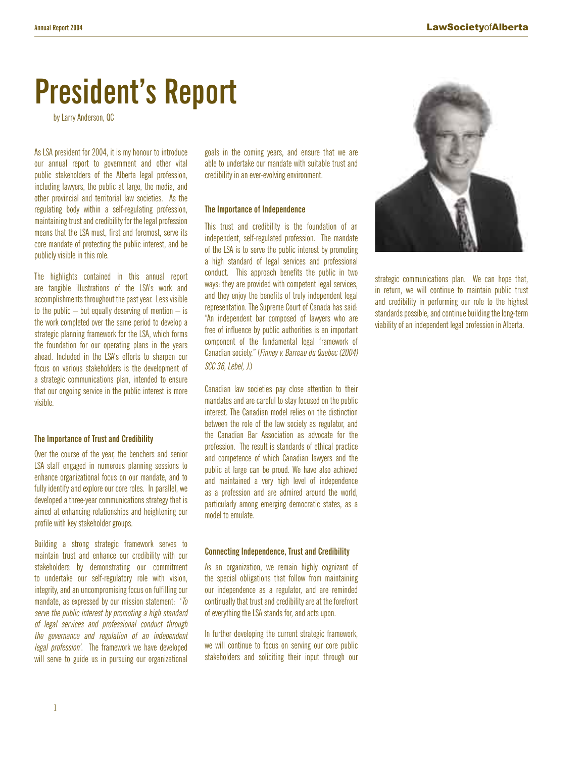# President's Report

by Larry Anderson, QC

As LSA president for 2004, it is my honour to introduce our annual report to government and other vital public stakeholders of the Alberta legal profession, including lawyers, the public at large, the media, and other provincial and territorial law societies. As the regulating body within a self-regulating profession, maintaining trust and credibility for the legal profession means that the LSA must, first and foremost, serve its core mandate of protecting the public interest, and be publicly visible in this role.

The highlights contained in this annual report are tangible illustrations of the LSA's work and accomplishments throughout the past year. Less visible to the public – but equally deserving of mention – is the work completed over the same period to develop a strategic planning framework for the LSA, which forms the foundation for our operating plans in the years ahead. Included in the LSA's efforts to sharpen our focus on various stakeholders is the development of a strategic communications plan, intended to ensure that our ongoing service in the public interest is more visible.

#### The Importance of Trust and Credibility

Over the course of the year, the benchers and senior LSA staff engaged in numerous planning sessions to enhance organizational focus on our mandate, and to fully identify and explore our core roles. In parallel, we developed a three-year communications strategy that is aimed at enhancing relationships and heightening our profile with key stakeholder groups.

Building a strong strategic framework serves to maintain trust and enhance our credibility with our stakeholders by demonstrating our commitment to undertake our self-regulatory role with vision, integrity, and an uncompromising focus on fulfilling our mandate, as expressed by our mission statement: '*To serve the public interest by promoting a high standard of legal services and professional conduct through the governance and regulation of an independent legal profession*'. The framework we have developed will serve to guide us in pursuing our organizational goals in the coming years, and ensure that we are able to undertake our mandate with suitable trust and credibility in an ever-evolving environment.

#### The Importance of Independence

This trust and credibility is the foundation of an independent, self-regulated profession. The mandate of the LSA is to serve the public interest by promoting a high standard of legal services and professional conduct. This approach benefits the public in two ways: they are provided with competent legal services, and they enjoy the benefits of truly independent legal representation. The Supreme Court of Canada has said: "An independent bar composed of lawyers who are free of influence by public authorities is an important component of the fundamental legal framework of Canadian society." (*Finney v. Barreau du Quebec (2004) SCC 36, Lebel, J.*)

Canadian law societies pay close attention to their mandates and are careful to stay focused on the public interest. The Canadian model relies on the distinction between the role of the law society as regulator, and the Canadian Bar Association as advocate for the profession. The result is standards of ethical practice and competence of which Canadian lawyers and the public at large can be proud. We have also achieved and maintained a very high level of independence as a profession and are admired around the world, particularly among emerging democratic states, as a model to emulate.

#### Connecting Independence, Trust and Credibility

As an organization, we remain highly cognizant of the special obligations that follow from maintaining our independence as a regulator, and are reminded continually that trust and credibility are at the forefront of everything the LSA stands for, and acts upon.

In further developing the current strategic framework, we will continue to focus on serving our core public stakeholders and soliciting their input through our strategic communications plan. We can hope that, in return, we will continue to maintain public trust and credibility in performing our role to the highest standards possible, and continue building the long-term viability of an independent legal profession in Alberta.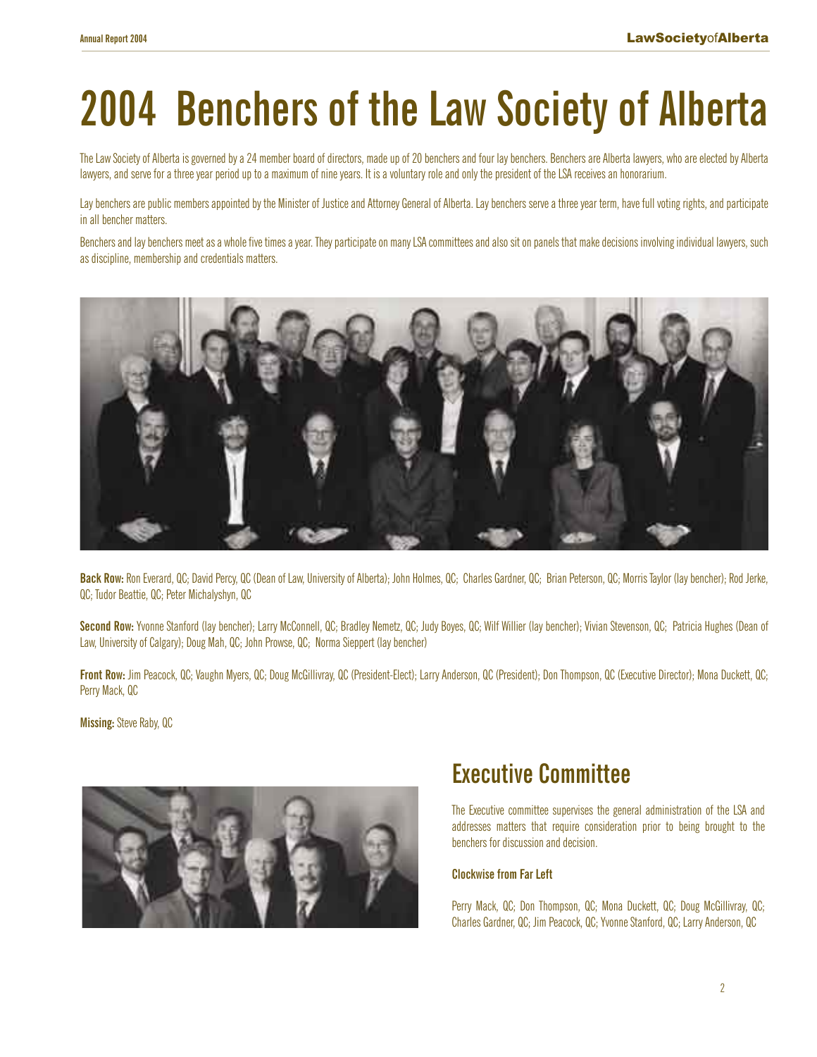# 2004 Benchers of the Law Society of Alberta

The Law Society of Alberta is governed by a 24 member board of directors, made up of 20 benchers and four lay benchers. Benchers are Alberta lawyers, who are elected by Alberta lawyers, and serve for a three year period up to a maximum of nine years. It is a voluntary role and only the president of the LSA receives an honorarium.

Lay benchers are public members appointed by the Minister of Justice and Attorney General of Alberta. Lay benchers serve a three year term, have full voting rights, and participate in all bencher matters.

Benchers and lay benchers meet as a whole five times a year. They participate on many LSA committees and also sit on panels that make decisions involving individual lawyers, such as discipline, membership and credentials matters.

**Back Row:** Ron Everard, QC; David Percy, QC (Dean of Law, University of Alberta); John Holmes, QC; Charles Gardner, QC; Brian Peterson, QC; Morris Taylor (lay bencher); Rod Jerke, QC; Tudor Beattie, QC; Peter Michalyshyn, QC

**Second Row:** Yvonne Stanford (lay bencher); Larry McConnell, QC; Bradley Nemetz, QC; Judy Boyes, QC; Wilf Willier (lay bencher); Vivian Stevenson, QC; Patricia Hughes (Dean of Law, University of Calgary); Doug Mah, QC; John Prowse, QC; Norma Sieppert (lay bencher)

**Front Row:** Jim Peacock, QC; Vaughn Myers, QC; Doug McGillivray, QC (President-Elect); Larry Anderson, QC (President); Don Thompson, QC (Executive Director); Mona Duckett, QC; Perry Mack, QC

**Missing:** Steve Raby, QC

## Executive Committee

The Executive committee supervises the general administration of the LSA and addresses matters that require consideration prior to being brought to the benchers for discussion and decision.

**Clockwise from Far Left**

Perry Mack, QC; Don Thompson, QC; Mona Duckett, QC; Doug McGillivray, QC; Charles Gardner, QC; Jim Peacock, QC; Yvonne Stanford, QC; Larry Anderson, QC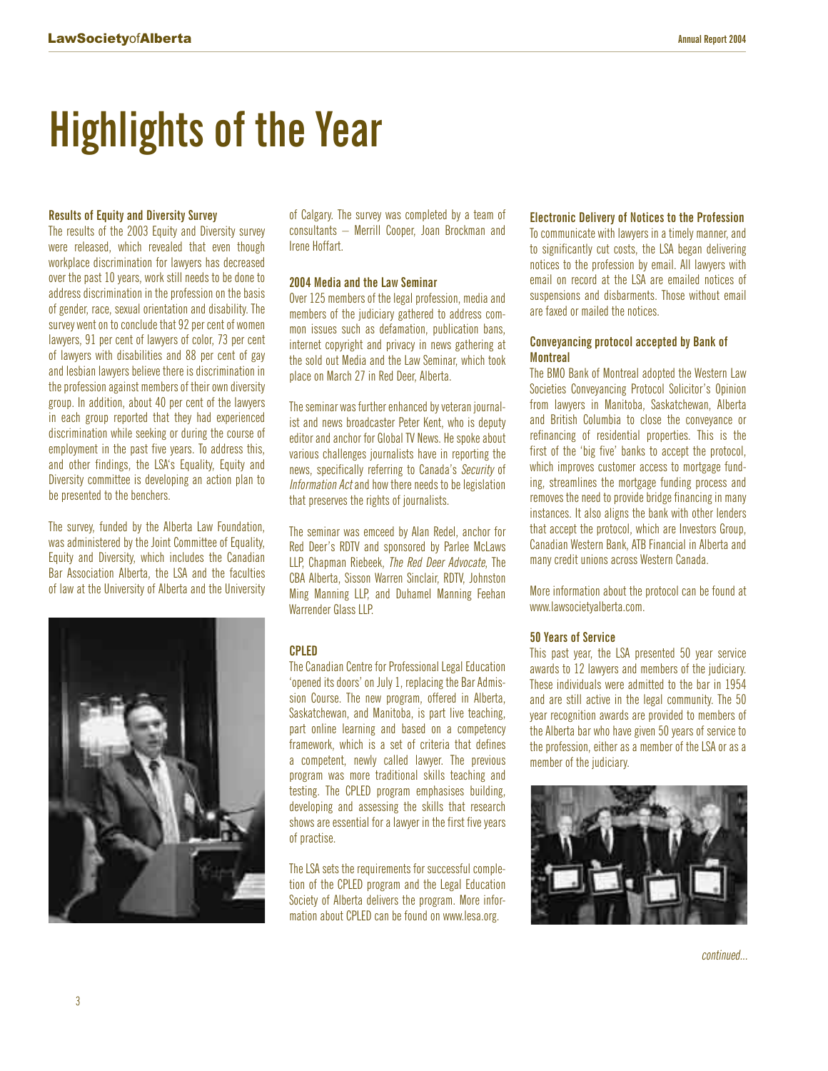# Highlights of the Year

### Results of Equity and Diversity Survey

The results of the 2003 Equity and Diversity survey were released, which revealed that even though workplace discrimination for lawyers has decreased over the past 10 years, work still needs to be done to address discrimination in the profession on the basis of gender, race, sexual orientation and disability. The survey went on to conclude that 92 per cent of women lawyers, 91 per cent of lawyers of color, 73 per cent of lawyers with disabilities and 88 per cent of gay and lesbian lawyers believe there is discrimination in the profession against members of their own diversity group. In addition, about 40 per cent of the lawyers in each group reported that they had experienced discrimination while seeking or during the course of employment in the past five years. To address this, and other findings, the LSA's Equality, Equity and Diversity committee is developing an action plan to be presented to the benchers.

The survey, funded by the Alberta Law Foundation, was administered by the Joint Committee of Equality, Equity and Diversity, which includes the Canadian Bar Association Alberta, the LSA and the faculties of law at the University of Alberta and the University of Calgary. The survey was completed by a team of consultants – Merrill Cooper, Joan Brockman and Irene Hoffart.

### 2004 Media and the Law Seminar

Over 125 members of the legal profession, media and members of the judiciary gathered to address common issues such as defamation, publication bans, internet copyright and privacy in news gathering at the sold out Media and the Law Seminar, which took place on March 27 in Red Deer, Alberta.

The seminar was further enhanced by veteran journalist and news broadcaster Peter Kent, who is deputy editor and anchor for Global TV News. He spoke about various challenges journalists have in reporting the news, specifically referring to Canada's *Security of Information Act* and how there needs to be legislation that preserves the rights of journalists.

The seminar was emceed by Alan Redel, anchor for Red Deer's RDTV and sponsored by Parlee McLaws LLP, Chapman Riebeek, *The Red Deer Advocate*, The CBA Alberta, Sisson Warren Sinclair, RDTV, Johnston Ming Manning LLP, and Duhamel Manning Feehan Warrender Glass LLP.

### CPLED

The Canadian Centre for Professional Legal Education 'opened its doors' on July 1, replacing the Bar Admission Course. The new program, offered in Alberta, Saskatchewan, and Manitoba, is part live teaching, part online learning and based on a competency framework, which is a set of criteria that defines a competent, newly called lawyer. The previous program was more traditional skills teaching and testing. The CPLED program emphasises building, developing and assessing the skills that research shows are essential for a lawyer in the first five years of practise.

The LSA sets the requirements for successful completion of the CPLED program and the Legal Education Society of Alberta delivers the program. More information about CPLED can be found on www.lesa.org.

### Electronic Delivery of Notices to the Profession

To communicate with lawyers in a timely manner, and to significantly cut costs, the LSA began delivering notices to the profession by email. All lawyers with email on record at the LSA are emailed notices of suspensions and disbarments. Those without email are faxed or mailed the notices.

### Conveyancing protocol accepted by Bank of Montreal

The BMO Bank of Montreal adopted the Western Law Societies Conveyancing Protocol Solicitor's Opinion from lawyers in Manitoba, Saskatchewan, Alberta and British Columbia to close the conveyance or refinancing of residential properties. This is the first of the 'big five' banks to accept the protocol, which improves customer access to mortgage funding, streamlines the mortgage funding process and removes the need to provide bridge financing in many instances. It also aligns the bank with other lenders that accept the protocol, which are Investors Group, Canadian Western Bank, ATB Financial in Alberta and many credit unions across Western Canada.

More information about the protocol can be found at www.lawsocietyalberta.com.

### 50 Years of Service

This past year, the LSA presented 50 year service awards to 12 lawyers and members of the judiciary. These individuals were admitted to the bar in 1954 and are still active in the legal community. The 50 year recognition awards are provided to members of the Alberta bar who have given 50 years of service to the profession, either as a member of the LSA or as a member of the judiciary.

*continued...*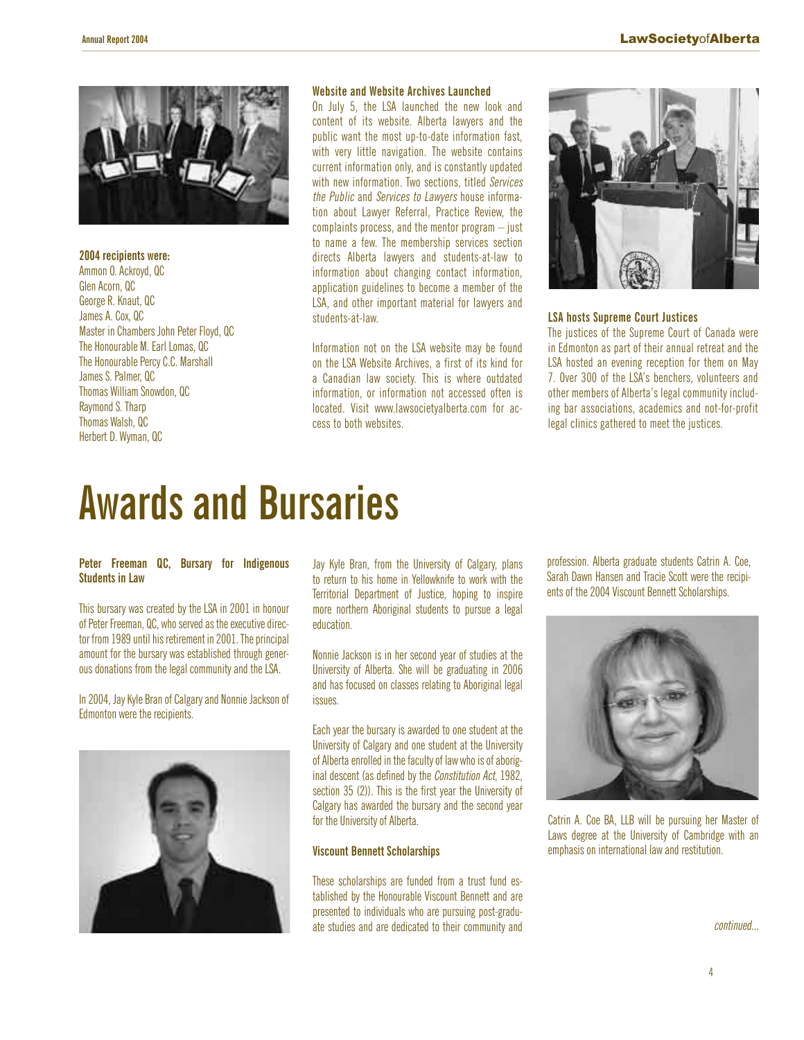**2004 recipients were:**
Ammon O. Ackroyd, QC
Glen Acorn, QC
George R. Knaut, QC
James A. Cox, QC
Master in Chambers John Peter Floyd, QC
The Honourable M. Earl Lomas, QC
The Honourable Percy C.C. Marshall
James S. Palmer, QC
Thomas William Snowdon, QC
Raymond S. Tharp
Thomas Walsh, QC
Herbert D. Wyman, QC

### Website and Website Archives Launched

On July 5, the LSA launched the new look and content of its website. Alberta lawyers and the public want the most up-to-date information fast, with very little navigation. The website contains current information only, and is constantly updated with new information. Two sections, titled *Services the Public* and *Services to Lawyers* house information about Lawyer Referral, Practice Review, the complaints process, and the mentor program – just to name a few. The membership services section directs Alberta lawyers and students-at-law to information about changing contact information, application guidelines to become a member of the LSA, and other important material for lawyers and students-at-law.

Information not on the LSA website may be found on the LSA Website Archives, a first of its kind for a Canadian law society. This is where outdated information, or information not accessed often is located. Visit www.lawsocietyalberta.com for access to both websites.

### LSA hosts Supreme Court Justices

The justices of the Supreme Court of Canada were in Edmonton as part of their annual retreat and the LSA hosted an evening reception for them on May 7. Over 300 of the LSA's benchers, volunteers and other members of Alberta's legal community including bar associations, academics and not-for-profit legal clinics gathered to meet the justices.

# Awards and Bursaries

### Peter Freeman QC, Bursary for Indigenous Students in Law

This bursary was created by the LSA in 2001 in honour of Peter Freeman, QC, who served as the executive director from 1989 until his retirement in 2001. The principal amount for the bursary was established through generous donations from the legal community and the LSA.

In 2004, Jay Kyle Bran of Calgary and Nonnie Jackson of Edmonton were the recipients.

Jay Kyle Bran, from the University of Calgary, plans to return to his home in Yellowknife to work with the Territorial Department of Justice, hoping to inspire more northern Aboriginal students to pursue a legal education.

Nonnie Jackson is in her second year of studies at the University of Alberta. She will be graduating in 2006 and has focused on classes relating to Aboriginal legal issues.

Each year the bursary is awarded to one student at the University of Calgary and one student at the University of Alberta enrolled in the faculty of law who is of aboriginal descent (as defined by the *Constitution Act*, 1982, section 35 (2)). This is the first year the University of Calgary has awarded the bursary and the second year for the University of Alberta.

### Viscount Bennett Scholarships

These scholarships are funded from a trust fund established by the Honourable Viscount Bennett and are presented to individuals who are pursuing post-graduate studies and are dedicated to their community and profession. Alberta graduate students Catrin A. Coe, Sarah Dawn Hansen and Tracie Scott were the recipients of the 2004 Viscount Bennett Scholarships.

Catrin A. Coe BA, LLB will be pursuing her Master of Laws degree at the University of Cambridge with an emphasis on international law and restitution.

*continued...*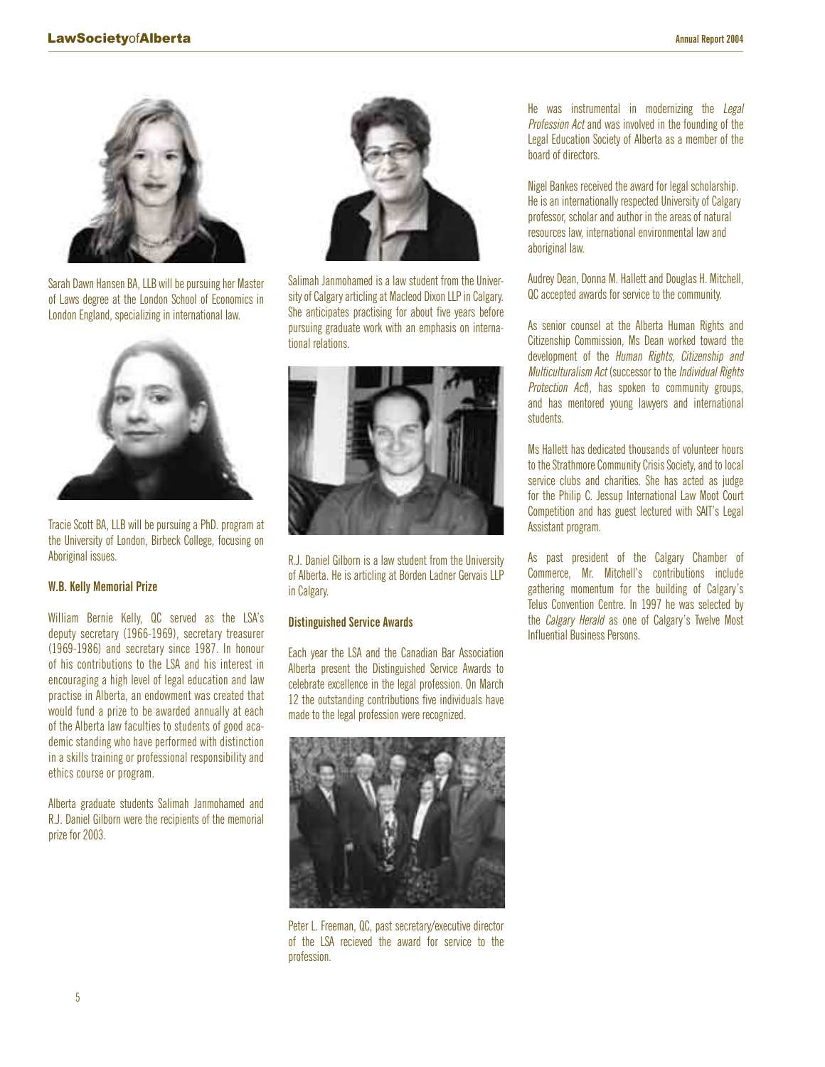Sarah Dawn Hansen BA, LLB will be pursuing her Master of Laws degree at the London School of Economics in London England, specializing in international law.

Tracie Scott BA, LLB will be pursuing a PhD. program at the University of London, Birbeck College, focusing on Aboriginal issues.

### W.B. Kelly Memorial Prize

William Bernie Kelly, QC served as the LSA's deputy secretary (1966-1969), secretary treasurer (1969-1986) and secretary since 1987. In honour of his contributions to the LSA and his interest in encouraging a high level of legal education and law practise in Alberta, an endowment was created that would fund a prize to be awarded annually at each of the Alberta law faculties to students of good academic standing who have performed with distinction in a skills training or professional responsibility and ethics course or program.

Alberta graduate students Salimah Janmohamed and R.J. Daniel Gilborn were the recipients of the memorial prize for 2003.

Salimah Janmohamed is a law student from the University of Calgary articling at Macleod Dixon LLP in Calgary. She anticipates practising for about five years before pursuing graduate work with an emphasis on international relations.

R.J. Daniel Gilborn is a law student from the University of Alberta. He is articling at Borden Ladner Gervais LLP in Calgary.

### Distinguished Service Awards

Each year the LSA and the Canadian Bar Association Alberta present the Distinguished Service Awards to celebrate excellence in the legal profession. On March 12 the outstanding contributions five individuals have made to the legal profession were recognized.

Peter L. Freeman, QC, past secretary/executive director of the LSA recieved the award for service to the profession.

He was instrumental in modernizing the *Legal Profession Act* and was involved in the founding of the Legal Education Society of Alberta as a member of the board of directors.

Nigel Bankes received the award for legal scholarship. He is an internationally respected University of Calgary professor, scholar and author in the areas of natural resources law, international environmental law and aboriginal law.

Audrey Dean, Donna M. Hallett and Douglas H. Mitchell, QC accepted awards for service to the community.

As senior counsel at the Alberta Human Rights and Citizenship Commission, Ms Dean worked toward the development of the *Human Rights, Citizenship and Multiculturalism Act* (successor to the *Individual Rights Protection Act*), has spoken to community groups, and has mentored young lawyers and international students.

Ms Hallett has dedicated thousands of volunteer hours to the Strathmore Community Crisis Society, and to local service clubs and charities. She has acted as judge for the Philip C. Jessup International Law Moot Court Competition and has guest lectured with SAIT's Legal Assistant program.

As past president of the Calgary Chamber of Commerce, Mr. Mitchell's contributions include gathering momentum for the building of Calgary's Telus Convention Centre. In 1997 he was selected by the *Calgary Herald* as one of Calgary's Twelve Most Influential Business Persons.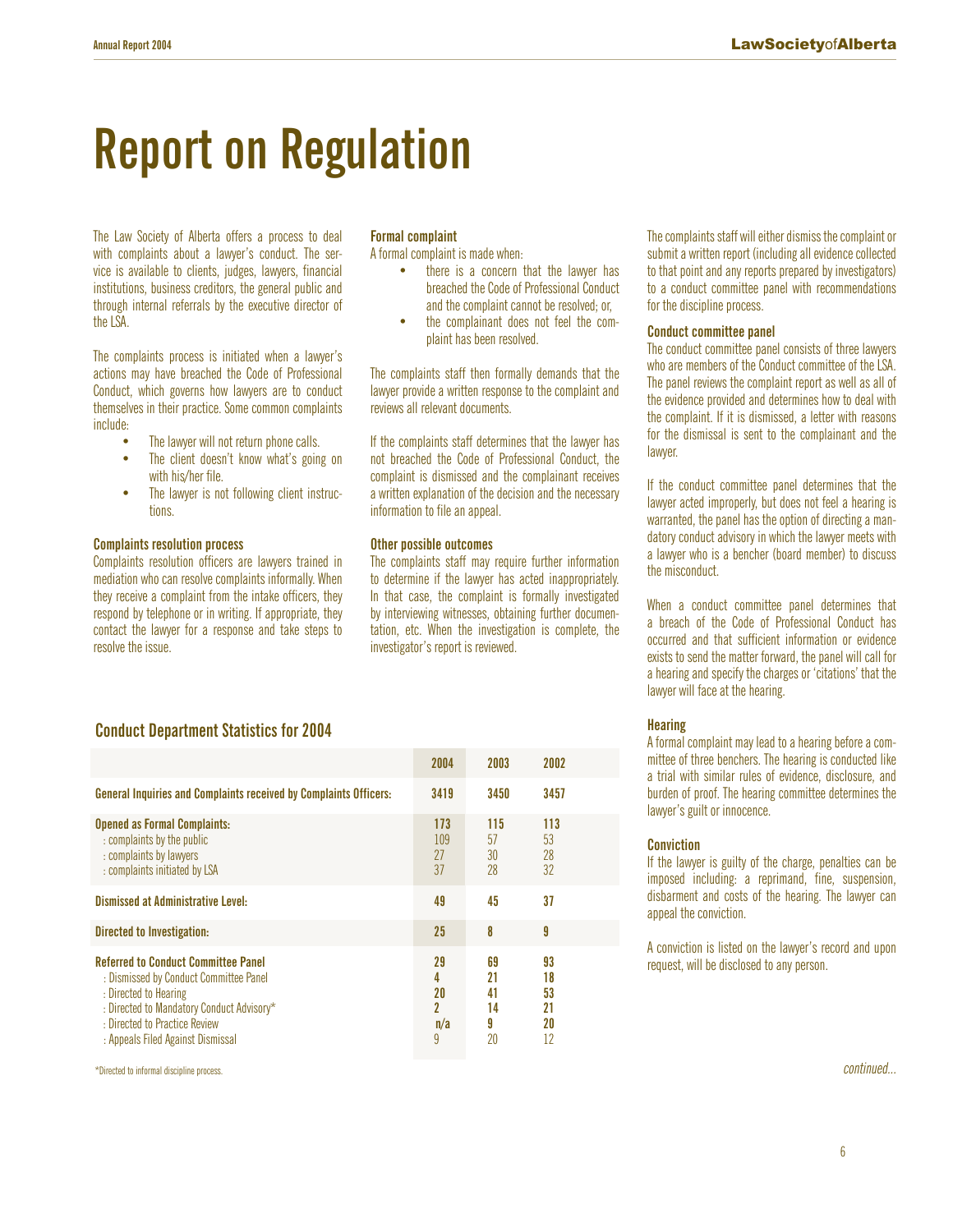# Report on Regulation

The Law Society of Alberta offers a process to deal with complaints about a lawyer's conduct. The service is available to clients, judges, lawyers, financial institutions, business creditors, the general public and through internal referrals by the executive director of the LSA.

The complaints process is initiated when a lawyer's actions may have breached the Code of Professional Conduct, which governs how lawyers are to conduct themselves in their practice. Some common complaints include:

- The lawyer will not return phone calls.
- The client doesn't know what's going on with his/her file.
- The lawyer is not following client instructions.

### Complaints resolution process

Complaints resolution officers are lawyers trained in mediation who can resolve complaints informally. When they receive a complaint from the intake officers, they respond by telephone or in writing. If appropriate, they contact the lawyer for a response and take steps to resolve the issue.

### Formal complaint

A formal complaint is made when:

- there is a concern that the lawyer has breached the Code of Professional Conduct and the complaint cannot be resolved; or,
- the complainant does not feel the complaint has been resolved.

The complaints staff then formally demands that the lawyer provide a written response to the complaint and reviews all relevant documents.

If the complaints staff determines that the lawyer has not breached the Code of Professional Conduct, the complaint is dismissed and the complainant receives a written explanation of the decision and the necessary information to file an appeal.

### Other possible outcomes

The complaints staff may require further information to determine if the lawyer has acted inappropriately. In that case, the complaint is formally investigated by interviewing witnesses, obtaining further documentation, etc. When the investigation is complete, the investigator's report is reviewed.

The complaints staff will either dismiss the complaint or submit a written report (including all evidence collected to that point and any reports prepared by investigators) to a conduct committee panel with recommendations for the discipline process.

### Conduct committee panel

The conduct committee panel consists of three lawyers who are members of the Conduct committee of the LSA. The panel reviews the complaint report as well as all of the evidence provided and determines how to deal with the complaint. If it is dismissed, a letter with reasons for the dismissal is sent to the complainant and the lawyer.

If the conduct committee panel determines that the lawyer acted improperly, but does not feel a hearing is warranted, the panel has the option of directing a mandatory conduct advisory in which the lawyer meets with a lawyer who is a bencher (board member) to discuss the misconduct.

When a conduct committee panel determines that a breach of the Code of Professional Conduct has occurred and that sufficient information or evidence exists to send the matter forward, the panel will call for a hearing and specify the charges or 'citations' that the lawyer will face at the hearing.

### Hearing

A formal complaint may lead to a hearing before a committee of three benchers. The hearing is conducted like a trial with similar rules of evidence, disclosure, and burden of proof. The hearing committee determines the lawyer's guilt or innocence.

### Conviction

If the lawyer is guilty of the charge, penalties can be imposed including: a reprimand, fine, suspension, disbarment and costs of the hearing. The lawyer can appeal the conviction.

A conviction is listed on the lawyer's record and upon request, will be disclosed to any person.

## Conduct Department Statistics for 2004

| | 2004 | 2003 | 2002 |
|---|---|---|---|
| **General Inquiries and Complaints received by Complaints Officers:** | **3419** | **3450** | **3457** |
| **Opened as Formal Complaints:** | **173** | **115** | **113** |
| : complaints by the public | 109 | 57 | 53 |
| : complaints by lawyers | 27 | 30 | 28 |
| : complaints initiated by LSA | 37 | 28 | 32 |
| **Dismissed at Administrative Level:** | **49** | **45** | **37** |
| **Directed to Investigation:** | **25** | **8** | **9** |
| **Referred to Conduct Committee Panel** | **29** | **69** | **93** |
| : Dismissed by Conduct Committee Panel | 4 | 21 | 18 |
| : Directed to Hearing | 20 | 41 | 53 |
| : Directed to Mandatory Conduct Advisory* | 2 | 14 | 21 |
| : Directed to Practice Review | n/a | 9 | 20 |
| : Appeals Filed Against Dismissal | 9 | 20 | 12 |

*Directed to informal discipline process.

*continued...*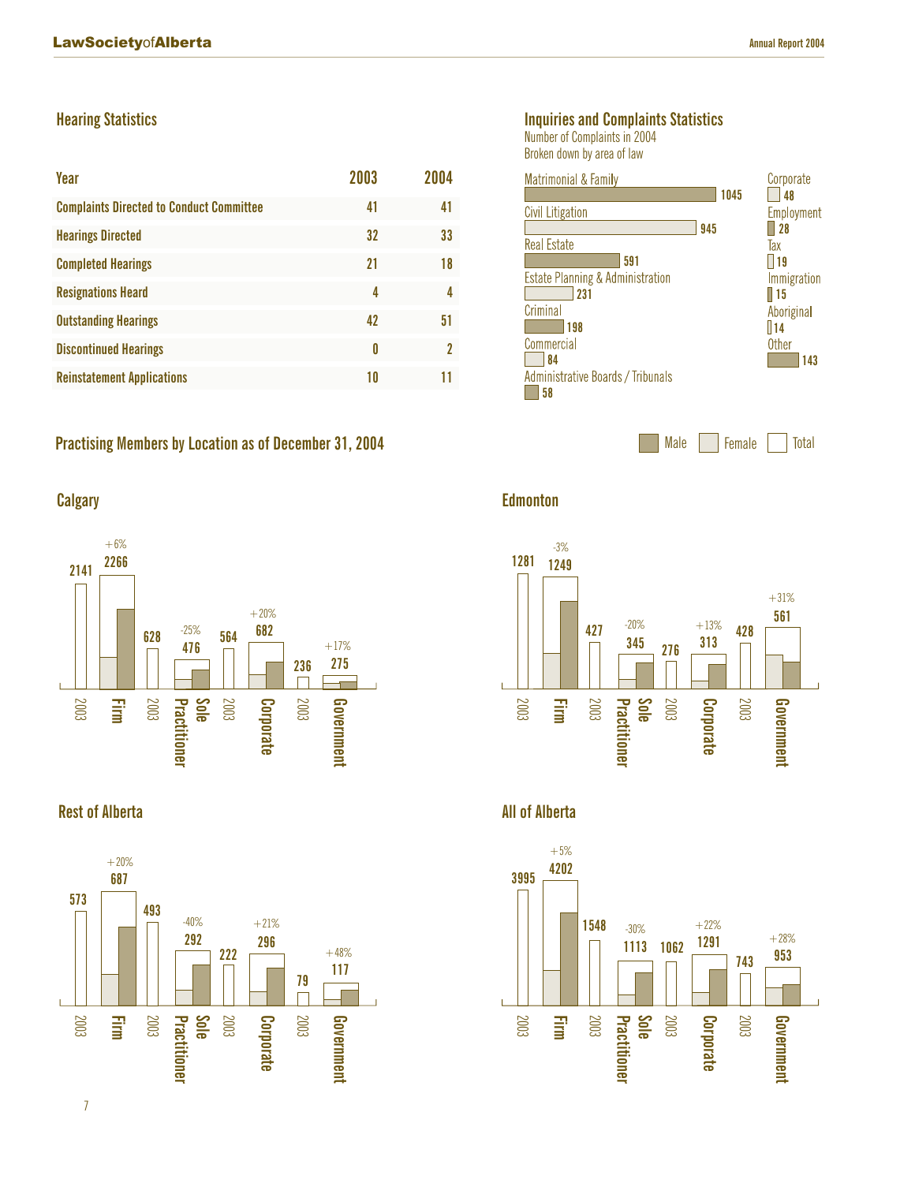## Hearing Statistics

| Year | 2003 | 2004 |
|---|---|---|
| Complaints Directed to Conduct Committee | 41 | 41 |
| Hearings Directed | 32 | 33 |
| Completed Hearings | 21 | 18 |
| Resignations Heard | 4 | 4 |
| Outstanding Hearings | 42 | 51 |
| Discontinued Hearings | 0 | 2 |
| Reinstatement Applications | 10 | 11 |

## Inquiries and Complaints Statistics

Number of Complaints in 2004
Broken down by area of law

| Area of Law | Complaints |
|---|---|
| Matrimonial & Family | 1045 |
| Civil Litigation | 945 |
| Real Estate | 591 |
| Estate Planning & Administration | 231 |
| Criminal | 198 |
| Commercial | 84 |
| Administrative Boards / Tribunals | 58 |
| Corporate | 48 |
| Employment | 28 |
| Tax | 19 |
| Immigration | 15 |
| Aboriginal | 14 |
| Other | 143 |

## Practising Members by Location as of December 31, 2004

Male / Female / Total

### Calgary

| Category | 2003 | 2004 | Change |
|---|---|---|---|
| Firm | 2141 | 2266 | +6% |
| Sole Practitioner | 628 | 476 | -25% |
| Corporate | 564 | 682 | +20% |
| Government | 236 | 275 | +17% |

### Edmonton

| Category | 2003 | 2004 | Change |
|---|---|---|---|
| Firm | 1281 | 1249 | -3% |
| Sole Practitioner | 427 | 345 | -20% |
| Corporate | 276 | 313 | +13% |
| Government | 428 | 561 | +31% |

### Rest of Alberta

| Category | 2003 | 2004 | Change |
|---|---|---|---|
| Firm | 573 | 687 | +20% |
| Sole Practitioner | 493 | 292 | -40% |
| Corporate | 222 | 296 | +21% |
| Government | 79 | 117 | +48% |

### All of Alberta

| Category | 2003 | 2004 | Change |
|---|---|---|---|
| Firm | 3995 | 4202 | +5% |
| Sole Practitioner | 1548 | 1113 | -30% |
| Corporate | 1062 | 1291 | +22% |
| Government | 743 | 953 | +28% |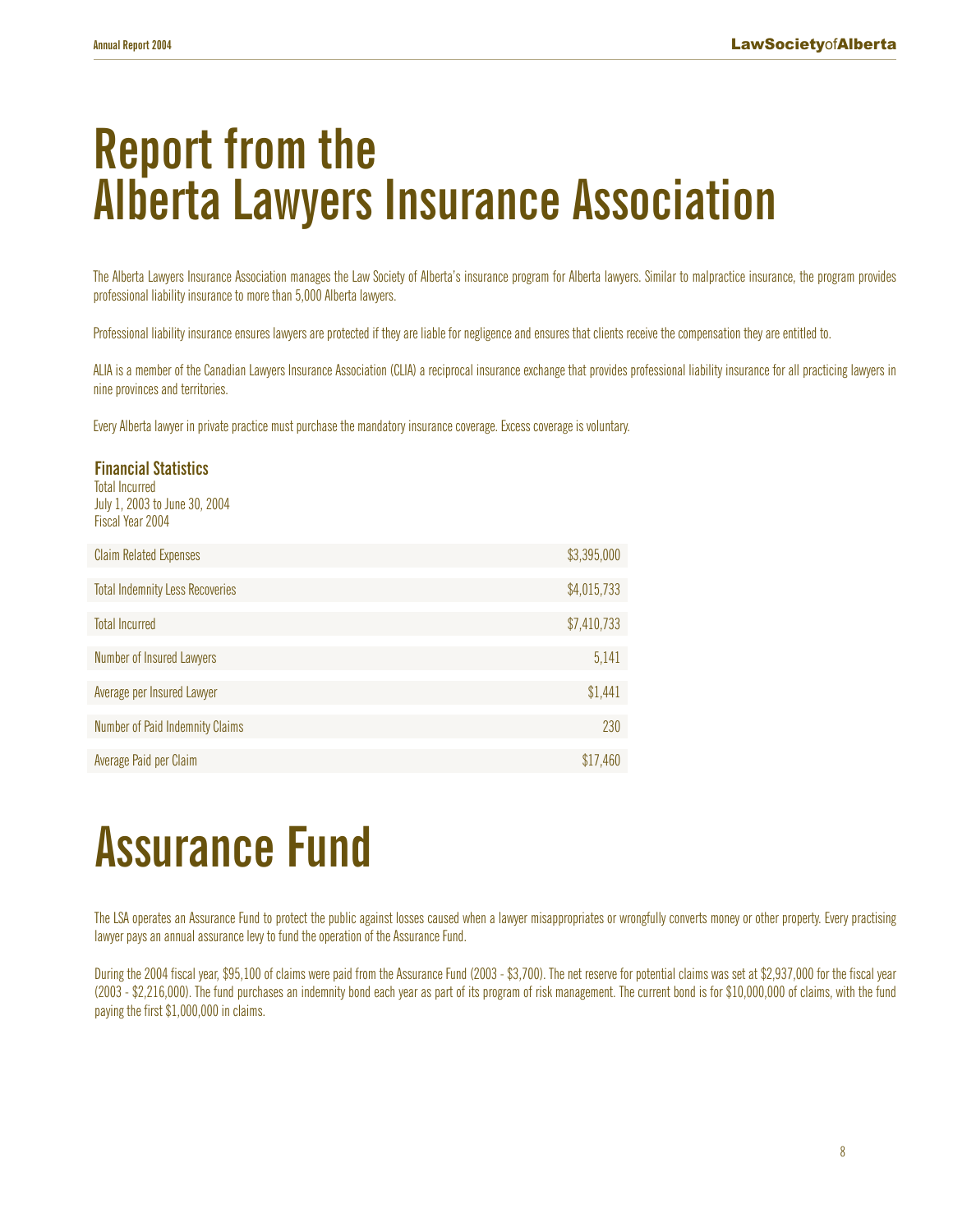# Report from the Alberta Lawyers Insurance Association

The Alberta Lawyers Insurance Association manages the Law Society of Alberta's insurance program for Alberta lawyers. Similar to malpractice insurance, the program provides professional liability insurance to more than 5,000 Alberta lawyers.

Professional liability insurance ensures lawyers are protected if they are liable for negligence and ensures that clients receive the compensation they are entitled to.

ALIA is a member of the Canadian Lawyers Insurance Association (CLIA) a reciprocal insurance exchange that provides professional liability insurance for all practicing lawyers in nine provinces and territories.

Every Alberta lawyer in private practice must purchase the mandatory insurance coverage. Excess coverage is voluntary.

### Financial Statistics

Total Incurred
July 1, 2003 to June 30, 2004
Fiscal Year 2004

| | |
|---|---|
| Claim Related Expenses | $3,395,000 |
| Total Indemnity Less Recoveries | $4,015,733 |
| Total Incurred | $7,410,733 |
| Number of Insured Lawyers | 5,141 |
| Average per Insured Lawyer | $1,441 |
| Number of Paid Indemnity Claims | 230 |
| Average Paid per Claim | $17,460 |

# Assurance Fund

The LSA operates an Assurance Fund to protect the public against losses caused when a lawyer misappropriates or wrongfully converts money or other property. Every practising lawyer pays an annual assurance levy to fund the operation of the Assurance Fund.

During the 2004 fiscal year, $95,100 of claims were paid from the Assurance Fund (2003 - $3,700). The net reserve for potential claims was set at $2,937,000 for the fiscal year (2003 - $2,216,000). The fund purchases an indemnity bond each year as part of its program of risk management. The current bond is for $10,000,000 of claims, with the fund paying the first $1,000,000 in claims.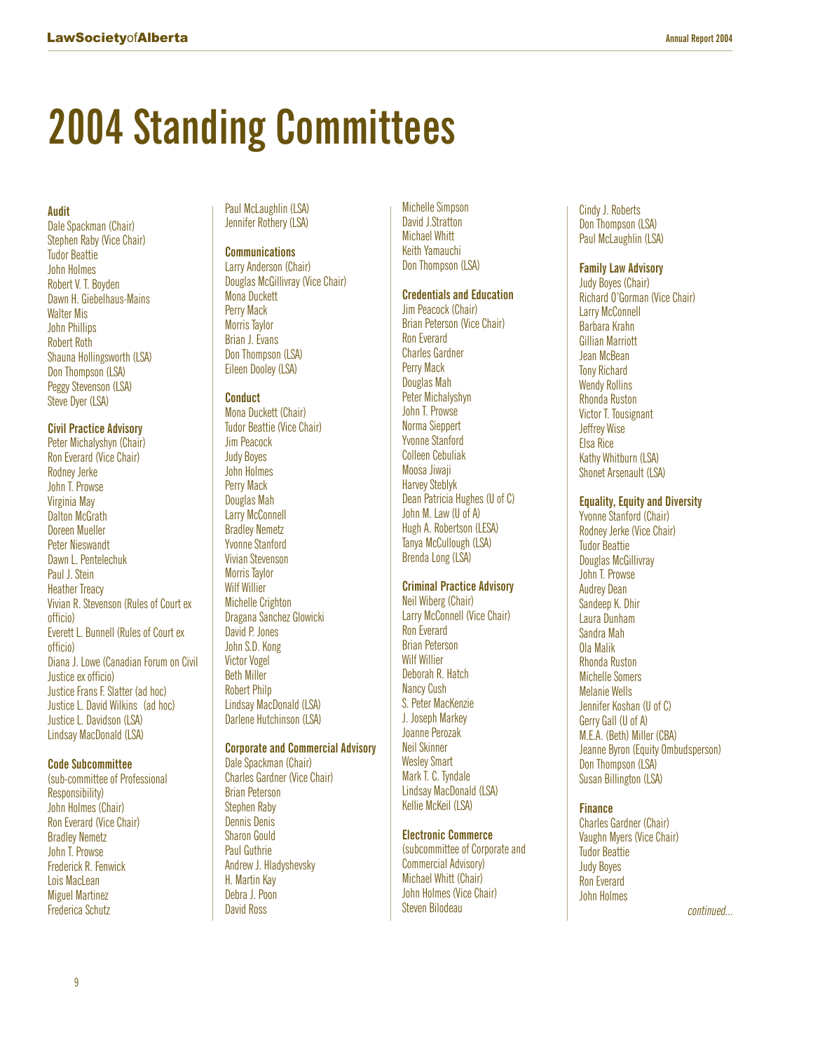# 2004 Standing Committees

**Audit**
Dale Spackman (Chair)
Stephen Raby (Vice Chair)
Tudor Beattie
John Holmes
Robert V. T. Boyden
Dawn H. Giebelhaus-Mains
Walter Mis
John Phillips
Robert Roth
Shauna Hollingsworth (LSA)
Don Thompson (LSA)
Peggy Stevenson (LSA)
Steve Dyer (LSA)

**Civil Practice Advisory**
Peter Michalyshyn (Chair)
Ron Everard (Vice Chair)
Rodney Jerke
John T. Prowse
Virginia May
Dalton McGrath
Doreen Mueller
Peter Nieswandt
Dawn L. Pentelechuk
Paul J. Stein
Heather Treacy
Vivian R. Stevenson (Rules of Court ex officio)
Everett L. Bunnell (Rules of Court ex officio)
Diana J. Lowe (Canadian Forum on Civil Justice ex officio)
Justice Frans F. Slatter (ad hoc)
Justice L. David Wilkins (ad hoc)
Justice L. Davidson (LSA)
Lindsay MacDonald (LSA)

**Code Subcommittee**
(sub-committee of Professional Responsibility)
John Holmes (Chair)
Ron Everard (Vice Chair)
Bradley Nemetz
John T. Prowse
Frederick R. Fenwick
Lois MacLean
Miguel Martinez
Frederica Schutz
Paul McLaughlin (LSA)
Jennifer Rothery (LSA)

**Communications**
Larry Anderson (Chair)
Douglas McGillivray (Vice Chair)
Mona Duckett
Perry Mack
Morris Taylor
Brian J. Evans
Don Thompson (LSA)
Eileen Dooley (LSA)

**Conduct**
Mona Duckett (Chair)
Tudor Beattie (Vice Chair)
Jim Peacock
Judy Boyes
John Holmes
Perry Mack
Douglas Mah
Larry McConnell
Bradley Nemetz
Yvonne Stanford
Vivian Stevenson
Morris Taylor
Wilf Willier
Michelle Crighton
Dragana Sanchez Glowicki
David P. Jones
John S.D. Kong
Victor Vogel
Beth Miller
Robert Philp
Lindsay MacDonald (LSA)
Darlene Hutchinson (LSA)

**Corporate and Commercial Advisory**
Dale Spackman (Chair)
Charles Gardner (Vice Chair)
Brian Peterson
Stephen Raby
Dennis Denis
Sharon Gould
Paul Guthrie
Andrew J. Hladyshevsky
H. Martin Kay
Debra J. Poon
David Ross
Michelle Simpson
David J.Stratton
Michael Whitt
Keith Yamauchi
Don Thompson (LSA)

**Credentials and Education**
Jim Peacock (Chair)
Brian Peterson (Vice Chair)
Ron Everard
Charles Gardner
Perry Mack
Douglas Mah
Peter Michalyshyn
John T. Prowse
Norma Sieppert
Yvonne Stanford
Colleen Cebuliak
Moosa Jiwaji
Harvey Steblyk
Dean Patricia Hughes (U of C)
John M. Law (U of A)
Hugh A. Robertson (LESA)
Tanya McCullough (LSA)
Brenda Long (LSA)

**Criminal Practice Advisory**
Neil Wiberg (Chair)
Larry McConnell (Vice Chair)
Ron Everard
Brian Peterson
Wilf Willier
Deborah R. Hatch
Nancy Cush
S. Peter MacKenzie
J. Joseph Markey
Joanne Perozak
Neil Skinner
Wesley Smart
Mark T. C. Tyndale
Lindsay MacDonald (LSA)
Kellie McKeil (LSA)

**Electronic Commerce**
(subcommittee of Corporate and Commercial Advisory)
Michael Whitt (Chair)
John Holmes (Vice Chair)
Steven Bilodeau
Cindy J. Roberts
Don Thompson (LSA)
Paul McLaughlin (LSA)

**Family Law Advisory**
Judy Boyes (Chair)
Richard O'Gorman (Vice Chair)
Larry McConnell
Barbara Krahn
Gillian Marriott
Jean McBean
Tony Richard
Wendy Rollins
Rhonda Ruston
Victor T. Tousignant
Jeffrey Wise
Elsa Rice
Kathy Whitburn (LSA)
Shonet Arsenault (LSA)

**Equality, Equity and Diversity**
Yvonne Stanford (Chair)
Rodney Jerke (Vice Chair)
Tudor Beattie
Douglas McGillivray
John T. Prowse
Audrey Dean
Sandeep K. Dhir
Laura Dunham
Sandra Mah
Ola Malik
Rhonda Ruston
Michelle Somers
Melanie Wells
Jennifer Koshan (U of C)
Gerry Gall (U of A)
M.E.A. (Beth) Miller (CBA)
Jeanne Byron (Equity Ombudsperson)
Don Thompson (LSA)
Susan Billington (LSA)

**Finance**
Charles Gardner (Chair)
Vaughn Myers (Vice Chair)
Tudor Beattie
Judy Boyes
Ron Everard
John Holmes

*continued...*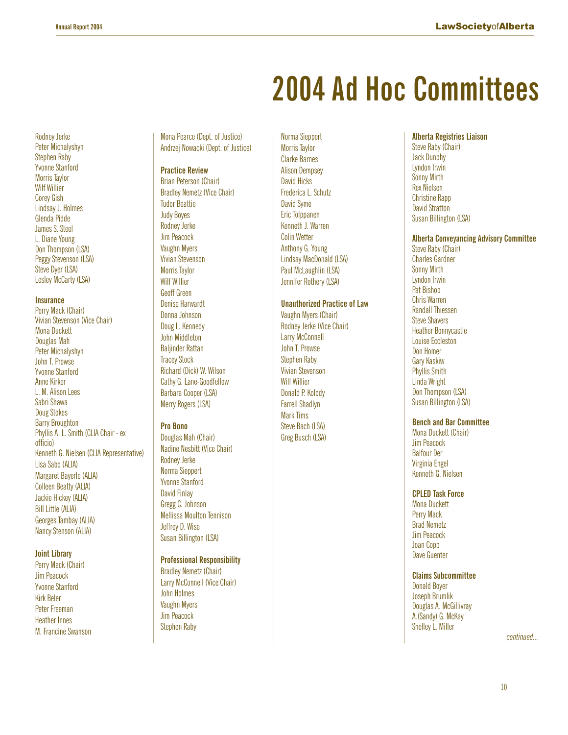# 2004 Ad Hoc Committees

Rodney Jerke
Peter Michalyshyn
Stephen Raby
Yvonne Stanford
Morris Taylor
Wilf Willier
Corey Gish
Lindsay J. Holmes
Glenda Pidde
James S. Steel
L. Diane Young
Don Thompson (LSA)
Peggy Stevenson (LSA)
Steve Dyer (LSA)
Lesley McCarty (LSA)

### Insurance

Perry Mack (Chair)
Vivian Stevenson (Vice Chair)
Mona Duckett
Douglas Mah
Peter Michalyshyn
John T. Prowse
Yvonne Stanford
Anne Kirker
L. M. Alison Lees
Sabri Shawa
Doug Stokes
Barry Broughton
Phyllis A. L. Smith (CLIA Chair - ex officio)
Kenneth G. Nielsen (CLIA Representative)
Lisa Sabo (ALIA)
Margaret Bayerle (ALIA)
Colleen Beatty (ALIA)
Jackie Hickey (ALIA)
Bill Little (ALIA)
Georges Tambay (ALIA)
Nancy Stenson (ALIA)

### Joint Library

Perry Mack (Chair)
Jim Peacock
Yvonne Stanford
Kirk Beler
Peter Freeman
Heather Innes
M. Francine Swanson
Mona Pearce (Dept. of Justice)
Andrzej Nowacki (Dept. of Justice)

### Practice Review

Brian Peterson (Chair)
Bradley Nemetz (Vice Chair)
Tudor Beattie
Judy Boyes
Rodney Jerke
Jim Peacock
Vaughn Myers
Vivian Stevenson
Morris Taylor
Wilf Willier
Geoff Green
Denise Harwardt
Donna Johnson
Doug L. Kennedy
John Middleton
Baljinder Rattan
Tracey Stock
Richard (Dick) W. Wilson
Cathy G. Lane-Goodfellow
Barbara Cooper (LSA)
Merry Rogers (LSA)

### Pro Bono

Douglas Mah (Chair)
Nadine Nesbitt (Vice Chair)
Rodney Jerke
Norma Sieppert
Yvonne Stanford
David Finlay
Gregg C. Johnson
Mellissa Moulton Tennison
Jeffrey D. Wise
Susan Billington (LSA)

### Professional Responsibility

Bradley Nemetz (Chair)
Larry McConnell (Vice Chair)
John Holmes
Vaughn Myers
Jim Peacock
Stephen Raby
Norma Sieppert
Morris Taylor
Clarke Barnes
Alison Dempsey
David Hicks
Frederica L. Schutz
David Syme
Eric Tolppanen
Kenneth J. Warren
Colin Wetter
Anthony G. Young
Lindsay MacDonald (LSA)
Paul McLaughlin (LSA)
Jennifer Rothery (LSA)

### Unauthorized Practice of Law

Vaughn Myers (Chair)
Rodney Jerke (Vice Chair)
Larry McConnell
John T. Prowse
Stephen Raby
Vivian Stevenson
Wilf Willier
Donald P. Kolody
Farrell Shadlyn
Mark Tims
Steve Bach (LSA)
Greg Busch (LSA)

### Alberta Registries Liaison

Steve Raby (Chair)
Jack Dunphy
Lyndon Irwin
Sonny Mirth
Rex Nielsen
Christine Rapp
David Stratton
Susan Billington (LSA)

### Alberta Conveyancing Advisory Committee

Steve Raby (Chair)
Charles Gardner
Sonny Mirth
Lyndon Irwin
Pat Bishop
Chris Warren
Randall Thiessen
Steve Shavers
Heather Bonnycastle
Louise Eccleston
Don Homer
Gary Kaskiw
Phyllis Smith
Linda Wright
Don Thompson (LSA)
Susan Billington (LSA)

### Bench and Bar Committee

Mona Duckett (Chair)
Jim Peacock
Balfour Der
Virginia Engel
Kenneth G. Nielsen

### CPLED Task Force

Mona Duckett
Perry Mack
Brad Nemetz
Jim Peacock
Joan Copp
Dave Guenter

### Claims Subcommittee

Donald Boyer
Joseph Brumlik
Douglas A. McGillivray
A.(Sandy) G. McKay
Shelley L. Miller

*continued...*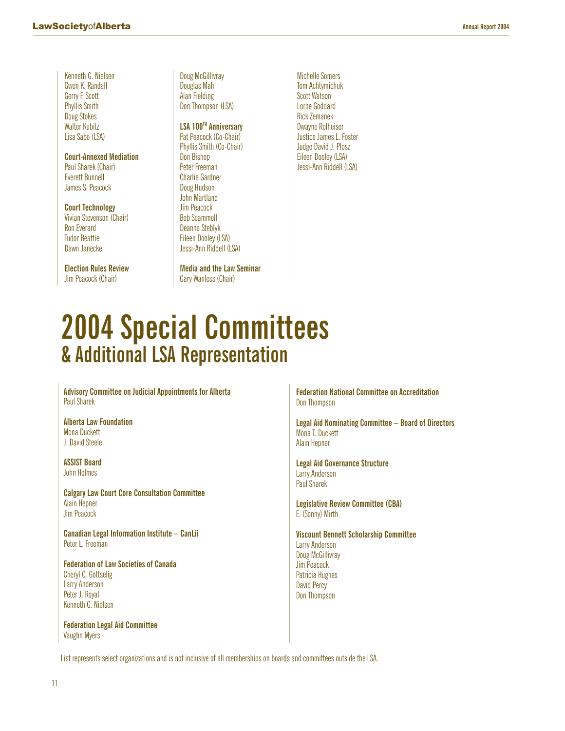Kenneth G. Nielsen
Gwen K. Randall
Gerry F. Scott
Phyllis Smith
Doug Stokes
Walter Kubitz
Lisa Sabo (LSA)

**Court-Annexed Mediation**
Paul Sharek (Chair)
Everett Bunnell
James S. Peacock

**Court Technology**
Vivian Stevenson (Chair)
Ron Everard
Tudor Beattie
Dawn Janecke

**Election Rules Review**
Jim Peacock (Chair)
Doug McGillivray
Douglas Mah
Alan Fielding
Don Thompson (LSA)

**LSA 100TH Anniversary**
Pat Peacock (Co-Chair)
Phyllis Smith (Co-Chair)
Don Bishop
Peter Freeman
Charlie Gardner
Doug Hudson
John Martland
Jim Peacock
Bob Scammell
Deanna Steblyk
Eileen Dooley (LSA)
Jessi-Ann Riddell (LSA)

**Media and the Law Seminar**
Gary Wanless (Chair)
Michelle Somers
Tom Achtymichuk
Scott Watson
Lorne Goddard
Rick Zemanek
Dwayne Rolheiser
Justice James L. Foster
Judge David J. Plosz
Eileen Dooley (LSA)
Jessi-Ann Riddell (LSA)

# 2004 Special Committees
## & Additional LSA Representation

**Advisory Committee on Judicial Appointments for Alberta**
Paul Sharek

**Alberta Law Foundation**
Mona Duckett
J. David Steele

**ASSIST Board**
John Holmes

**Calgary Law Court Core Consultation Committee**
Alain Hepner
Jim Peacock

**Canadian Legal Information Institute – CanLii**
Peter L. Freeman

**Federation of Law Societies of Canada**
Cheryl C. Gottselig
Larry Anderson
Peter J. Royal
Kenneth G. Nielsen

**Federation Legal Aid Committee**
Vaughn Myers

**Federation National Committee on Accreditation**
Don Thompson

**Legal Aid Nominating Committee – Board of Directors**
Mona T. Duckett
Alain Hepner

**Legal Aid Governance Structure**
Larry Anderson
Paul Sharek

**Legislative Review Committee (CBA)**
E. (Sonny) Mirth

**Viscount Bennett Scholarship Committee**
Larry Anderson
Doug McGillivray
Jim Peacock
Patricia Hughes
David Percy
Don Thompson

List represents select organizations and is not inclusive of all memberships on boards and committees outside the LSA.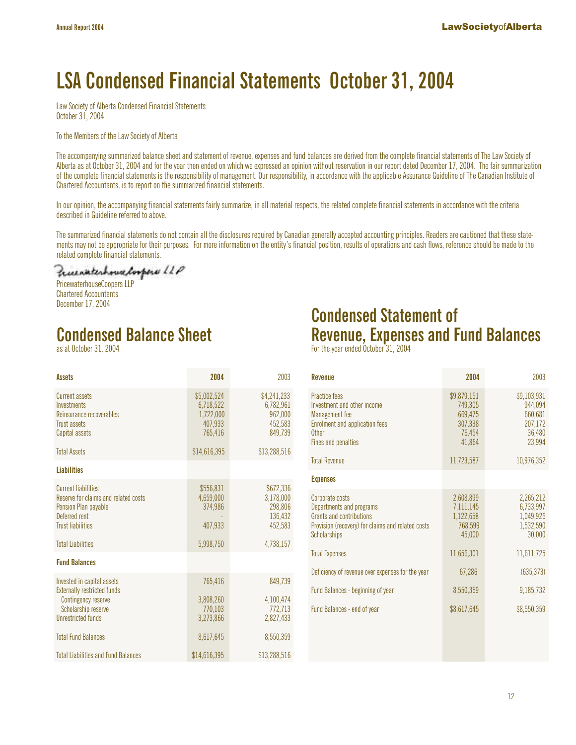# LSA Condensed Financial Statements October 31, 2004

Law Society of Alberta Condensed Financial Statements
October 31, 2004

To the Members of the Law Society of Alberta

The accompanying summarized balance sheet and statement of revenue, expenses and fund balances are derived from the complete financial statements of The Law Society of Alberta as at October 31, 2004 and for the year then ended on which we expressed an opinion without reservation in our report dated December 17, 2004. The fair summarization of the complete financial statements is the responsibility of management. Our responsibility, in accordance with the applicable Assurance Guideline of The Canadian Institute of Chartered Accountants, is to report on the summarized financial statements.

In our opinion, the accompanying financial statements fairly summarize, in all material respects, the related complete financial statements in accordance with the criteria described in Guideline referred to above.

The summarized financial statements do not contain all the disclosures required by Canadian generally accepted accounting principles. Readers are cautioned that these statements may not be appropriate for their purposes. For more information on the entity's financial position, results of operations and cash flows, reference should be made to the related complete financial statements.

PricewaterhouseCoopers LLP

PricewaterhouseCoopers LLP
Chartered Accountants
December 17, 2004

## Condensed Balance Sheet

as at October 31, 2004

| Assets | 2004 | 2003 |
|---|---|---|
| Current assets | $5,002,524 | $4,241,233 |
| Investments | 6,718,522 | 6,782,961 |
| Reinsurance recoverables | 1,722,000 | 962,000 |
| Trust assets | 407,933 | 452,583 |
| Capital assets | 765,416 | 849,739 |
| Total Assets | $14,616,395 | $13,288,516 |
| **Liabilities** | | |
| Current liabilities | $556,831 | $672,336 |
| Reserve for claims and related costs | 4,659,000 | 3,178,000 |
| Pension Plan payable | 374,986 | 298,806 |
| Deferred rent | - | 136,432 |
| Trust liabilities | 407,933 | 452,583 |
| Total Liabilities | 5,998,750 | 4,738,157 |
| **Fund Balances** | | |
| Invested in capital assets | 765,416 | 849,739 |
| Externally restricted funds | | |
| Contingency reserve | 3,808,260 | 4,100,474 |
| Scholarship reserve | 770,103 | 772,713 |
| Unrestricted funds | 3,273,866 | 2,827,433 |
| Total Fund Balances | 8,617,645 | 8,550,359 |
| Total Liabilities and Fund Balances | $14,616,395 | $13,288,516 |

## Condensed Statement of Revenue, Expenses and Fund Balances

For the year ended October 31, 2004

| Revenue | 2004 | 2003 |
|---|---|---|
| Practice fees | $9,879,151 | $9,103,931 |
| Investment and other income | 749,305 | 944,094 |
| Management fee | 669,475 | 660,681 |
| Enrolment and application fees | 307,338 | 207,172 |
| Other | 76,454 | 36,480 |
| Fines and penalties | 41,864 | 23,994 |
| Total Revenue | 11,723,587 | 10,976,352 |
| **Expenses** | | |
| Corporate costs | 2,608,899 | 2,265,212 |
| Departments and programs | 7,111,145 | 6,733,997 |
| Grants and contributions | 1,122,658 | 1,049,926 |
| Provision (recovery) for claims and related costs | 768,599 | 1,532,590 |
| Scholarships | 45,000 | 30,000 |
| Total Expenses | 11,656,301 | 11,611,725 |
| Deficiency of revenue over expenses for the year | 67,286 | (635,373) |
| Fund Balances - beginning of year | 8,550,359 | 9,185,732 |
| Fund Balances - end of year | $8,617,645 | $8,550,359 |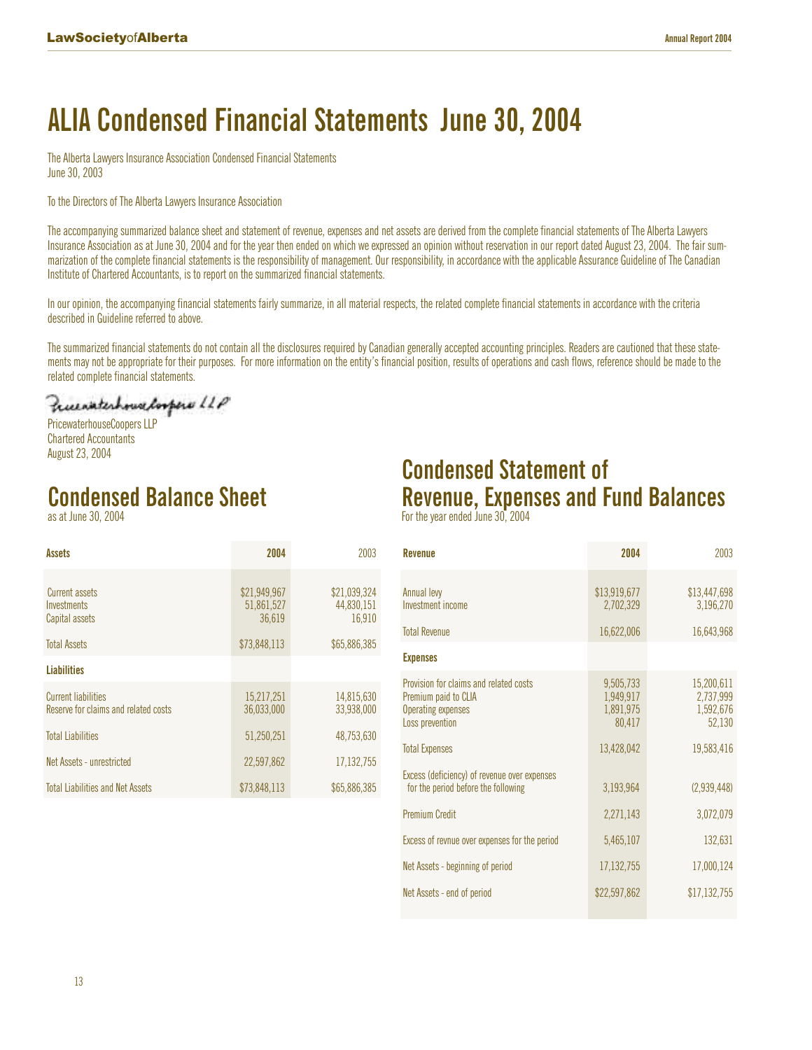# ALIA Condensed Financial Statements June 30, 2004

The Alberta Lawyers Insurance Association Condensed Financial Statements
June 30, 2003

To the Directors of The Alberta Lawyers Insurance Association

The accompanying summarized balance sheet and statement of revenue, expenses and net assets are derived from the complete financial statements of The Alberta Lawyers Insurance Association as at June 30, 2004 and for the year then ended on which we expressed an opinion without reservation in our report dated August 23, 2004. The fair summarization of the complete financial statements is the responsibility of management. Our responsibility, in accordance with the applicable Assurance Guideline of The Canadian Institute of Chartered Accountants, is to report on the summarized financial statements.

In our opinion, the accompanying financial statements fairly summarize, in all material respects, the related complete financial statements in accordance with the criteria described in Guideline referred to above.

The summarized financial statements do not contain all the disclosures required by Canadian generally accepted accounting principles. Readers are cautioned that these statements may not be appropriate for their purposes. For more information on the entity's financial position, results of operations and cash flows, reference should be made to the related complete financial statements.

PricewaterhouseCoopers LLP
Chartered Accountants
August 23, 2004

## Condensed Balance Sheet

as at June 30, 2004

| Assets | 2004 | 2003 |
|---|---|---|
| Current assets | $21,949,967 | $21,039,324 |
| Investments | 51,861,527 | 44,830,151 |
| Capital assets | 36,619 | 16,910 |
| Total Assets | $73,848,113 | $65,886,385 |
| **Liabilities** | | |
| Current liabilities | 15,217,251 | 14,815,630 |
| Reserve for claims and related costs | 36,033,000 | 33,938,000 |
| Total Liabilities | 51,250,251 | 48,753,630 |
| Net Assets - unrestricted | 22,597,862 | 17,132,755 |
| Total Liabilities and Net Assets | $73,848,113 | $65,886,385 |

## Condensed Statement of Revenue, Expenses and Fund Balances

For the year ended June 30, 2004

| Revenue | 2004 | 2003 |
|---|---|---|
| Annual levy | $13,919,677 | $13,447,698 |
| Investment income | 2,702,329 | 3,196,270 |
| Total Revenue | 16,622,006 | 16,643,968 |
| **Expenses** | | |
| Provision for claims and related costs | 9,505,733 | 15,200,611 |
| Premium paid to CLIA | 1,949,917 | 2,737,999 |
| Operating expenses | 1,891,975 | 1,592,676 |
| Loss prevention | 80,417 | 52,130 |
| Total Expenses | 13,428,042 | 19,583,416 |
| Excess (deficiency) of revenue over expenses for the period before the following | 3,193,964 | (2,939,448) |
| Premium Credit | 2,271,143 | 3,072,079 |
| Excess of revnue over expenses for the period | 5,465,107 | 132,631 |
| Net Assets - beginning of period | 17,132,755 | 17,000,124 |
| Net Assets - end of period | $22,597,862 | $17,132,755 |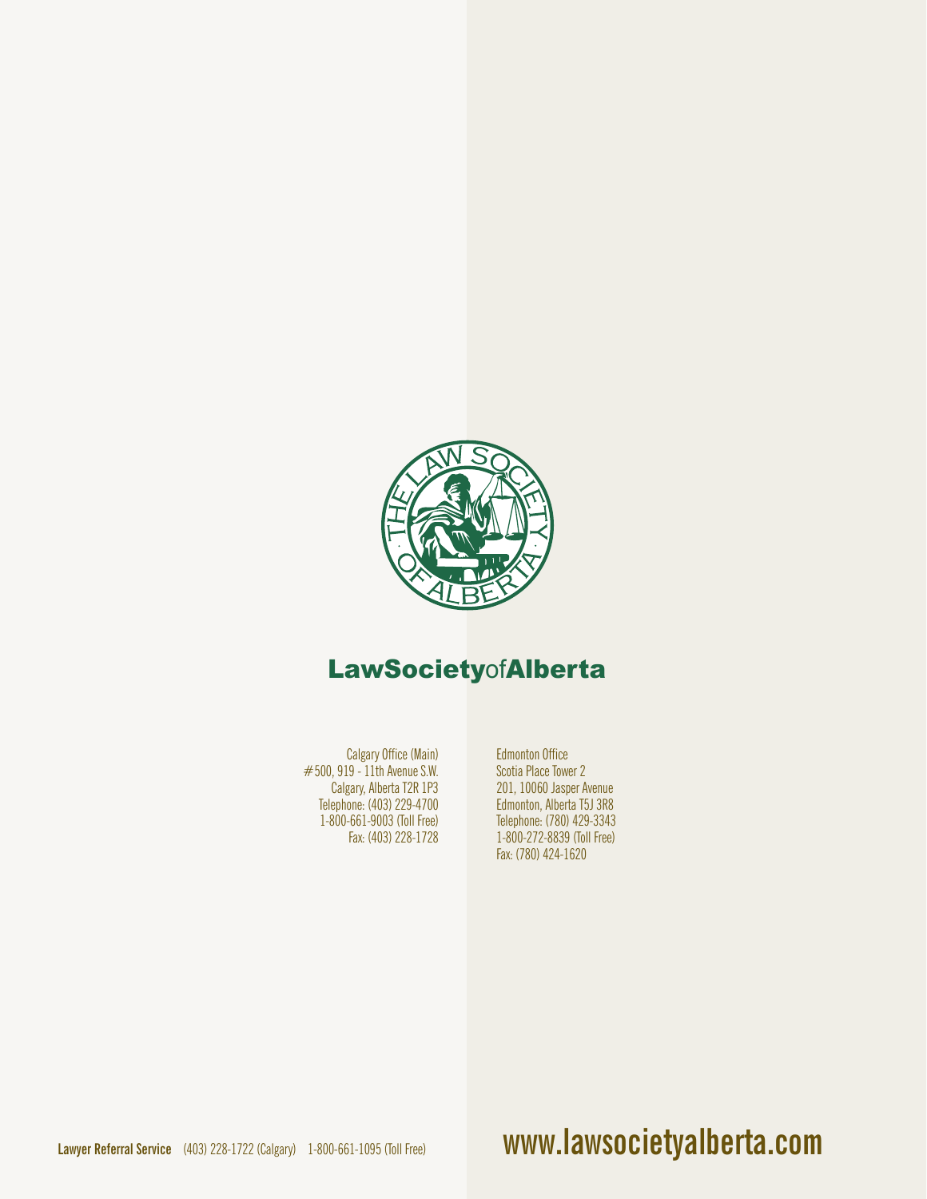**LawSociety**of**Alberta**

Calgary Office (Main)
#500, 919 - 11th Avenue S.W.
Calgary, Alberta T2R 1P3
Telephone: (403) 229-4700
1-800-661-9003 (Toll Free)
Fax: (403) 228-1728

Edmonton Office
Scotia Place Tower 2
201, 10060 Jasper Avenue
Edmonton, Alberta T5J 3R8
Telephone: (780) 429-3343
1-800-272-8839 (Toll Free)
Fax: (780) 424-1620

**Lawyer Referral Service** (403) 228-1722 (Calgary) 1-800-661-1095 (Toll Free)

**www.lawsocietyalberta.com**